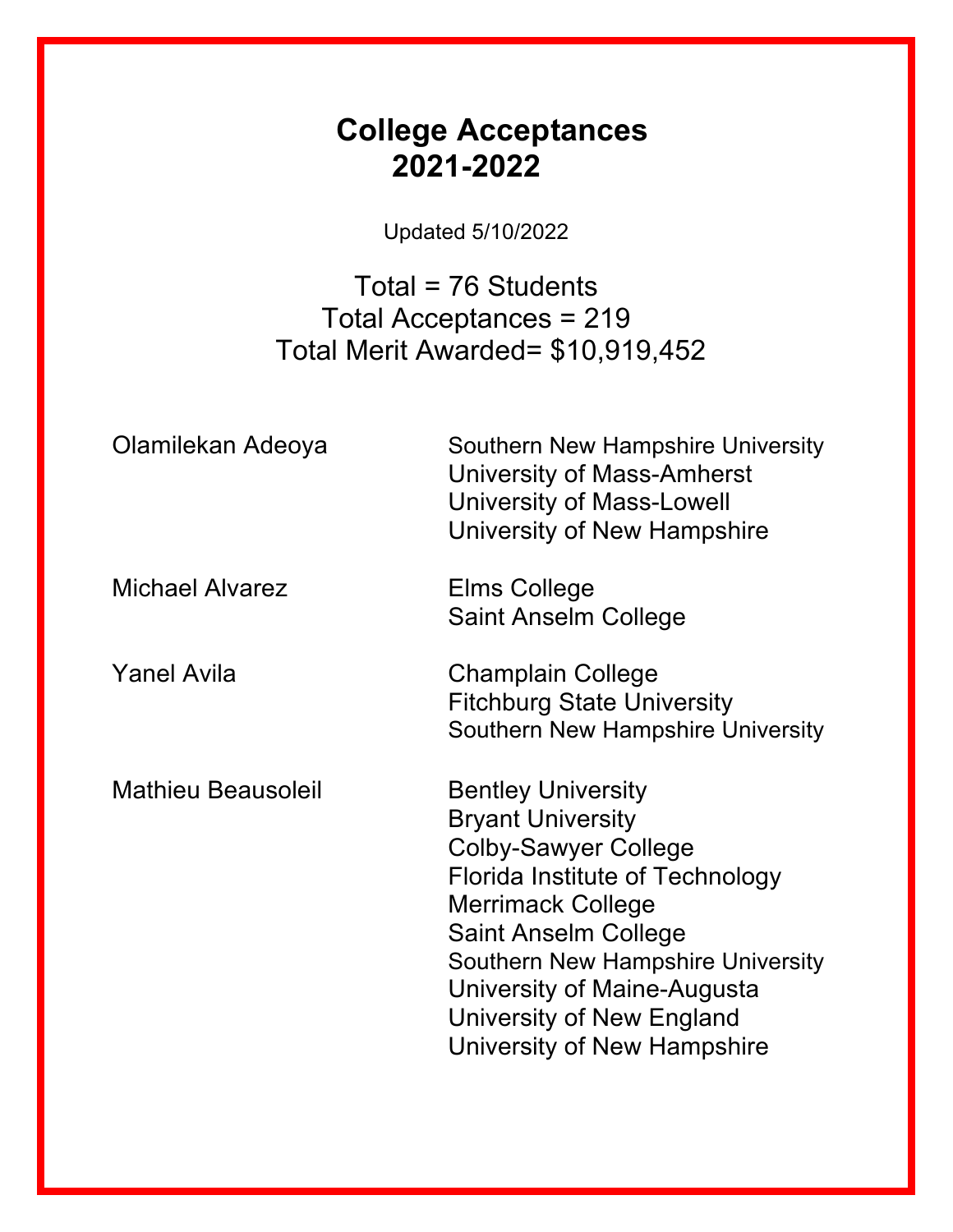# College Acceptances
## 2021-2022

Updated 5/10/2022

Total = 76 Students
Total Acceptances = 219
Total Merit Awarded= $10,919,452

| Student | College |
|---|---|
| Olamilekan Adeoya | Southern New Hampshire University |
| | University of Mass-Amherst |
| | University of Mass-Lowell |
| | University of New Hampshire |
| Michael Alvarez | Elms College |
| | Saint Anselm College |
| Yanel Avila | Champlain College |
| | Fitchburg State University |
| | Southern New Hampshire University |
| Mathieu Beausoleil | Bentley University |
| | Bryant University |
| | Colby-Sawyer College |
| | Florida Institute of Technology |
| | Merrimack College |
| | Saint Anselm College |
| | Southern New Hampshire University |
| | University of Maine-Augusta |
| | University of New England |
| | University of New Hampshire |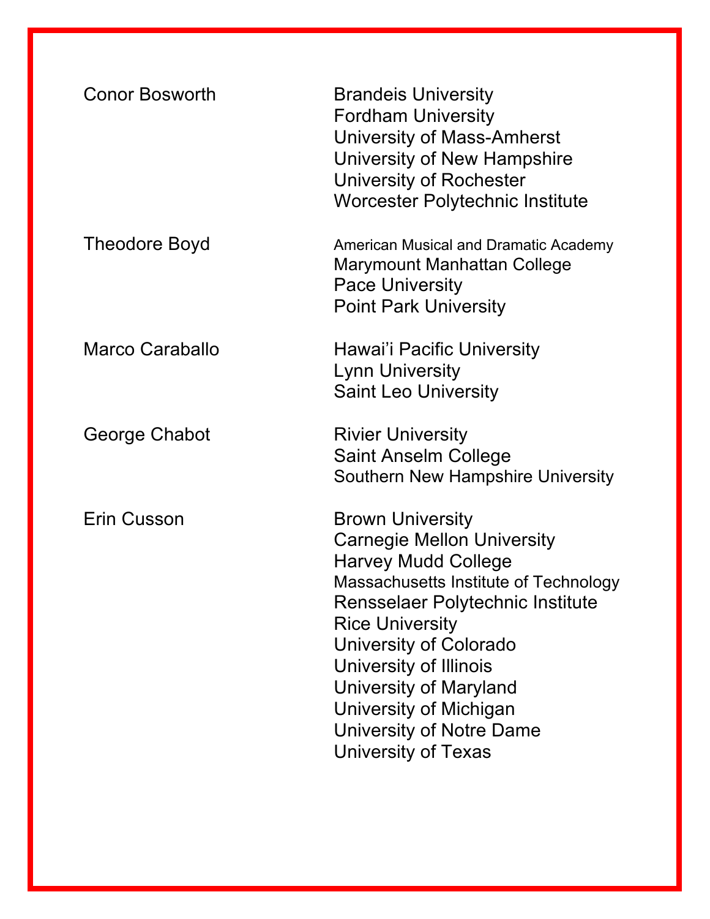| | |
|---|---|
| Conor Bosworth | Brandeis University |
| | Fordham University |
| | University of Mass-Amherst |
| | University of New Hampshire |
| | University of Rochester |
| | Worcester Polytechnic Institute |
| Theodore Boyd | American Musical and Dramatic Academy |
| | Marymount Manhattan College |
| | Pace University |
| | Point Park University |
| Marco Caraballo | Hawai'i Pacific University |
| | Lynn University |
| | Saint Leo University |
| George Chabot | Rivier University |
| | Saint Anselm College |
| | Southern New Hampshire University |
| Erin Cusson | Brown University |
| | Carnegie Mellon University |
| | Harvey Mudd College |
| | Massachusetts Institute of Technology |
| | Rensselaer Polytechnic Institute |
| | Rice University |
| | University of Colorado |
| | University of Illinois |
| | University of Maryland |
| | University of Michigan |
| | University of Notre Dame |
| | University of Texas |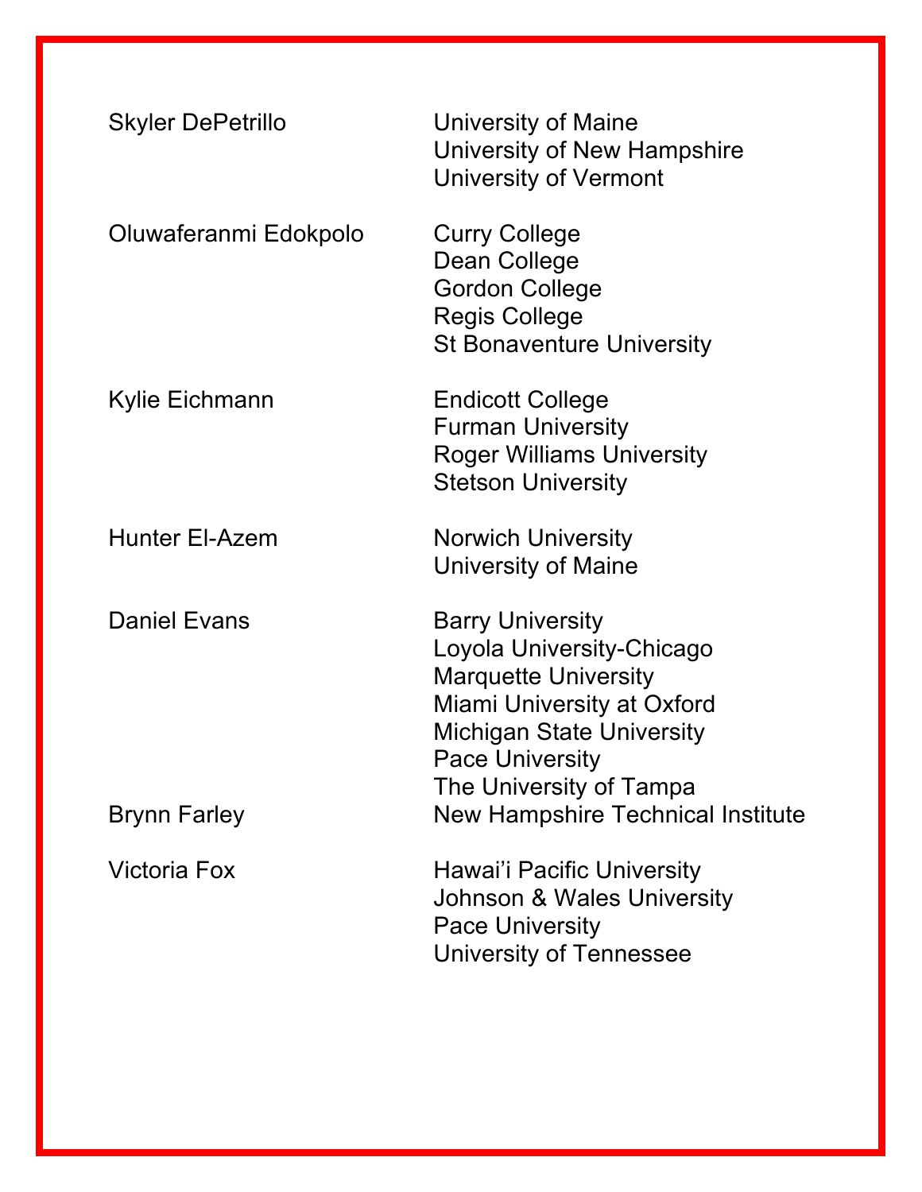| Name | College/University |
|---|---|
| Skyler DePetrillo | University of Maine<br>University of New Hampshire<br>University of Vermont |
| Oluwaferanmi Edokpolo | Curry College<br>Dean College<br>Gordon College<br>Regis College<br>St Bonaventure University |
| Kylie Eichmann | Endicott College<br>Furman University<br>Roger Williams University<br>Stetson University |
| Hunter El-Azem | Norwich University<br>University of Maine |
| Daniel Evans | Barry University<br>Loyola University-Chicago<br>Marquette University<br>Miami University at Oxford<br>Michigan State University<br>Pace University<br>The University of Tampa |
| Brynn Farley | New Hampshire Technical Institute |
| Victoria Fox | Hawai'i Pacific University<br>Johnson & Wales University<br>Pace University<br>University of Tennessee |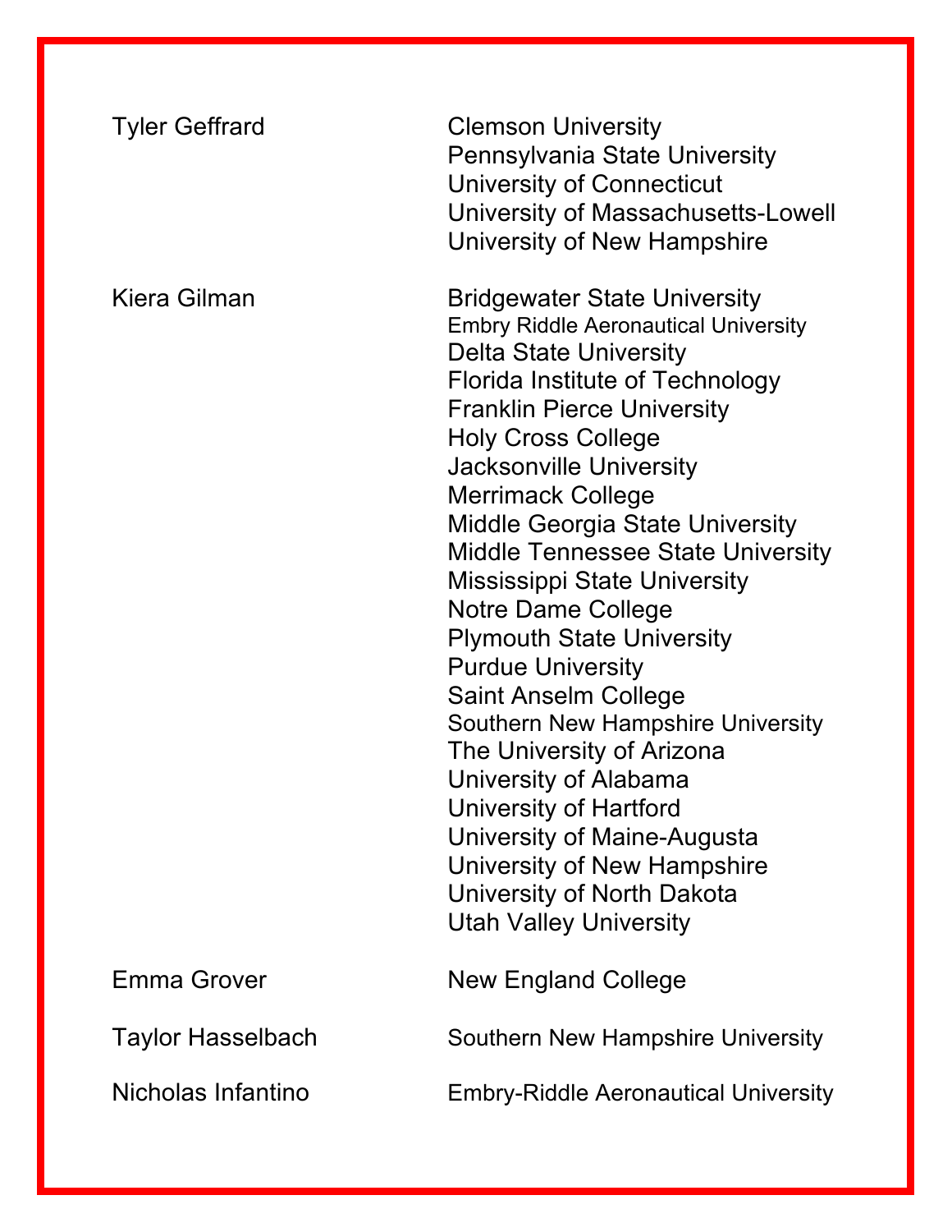| | |
|---|---|
| Tyler Geffrard | Clemson University<br>Pennsylvania State University<br>University of Connecticut<br>University of Massachusetts-Lowell<br>University of New Hampshire |
| Kiera Gilman | Bridgewater State University<br>Embry Riddle Aeronautical University<br>Delta State University<br>Florida Institute of Technology<br>Franklin Pierce University<br>Holy Cross College<br>Jacksonville University<br>Merrimack College<br>Middle Georgia State University<br>Middle Tennessee State University<br>Mississippi State University<br>Notre Dame College<br>Plymouth State University<br>Purdue University<br>Saint Anselm College<br>Southern New Hampshire University<br>The University of Arizona<br>University of Alabama<br>University of Hartford<br>University of Maine-Augusta<br>University of New Hampshire<br>University of North Dakota<br>Utah Valley University |
| Emma Grover | New England College |
| Taylor Hasselbach | Southern New Hampshire University |
| Nicholas Infantino | Embry-Riddle Aeronautical University |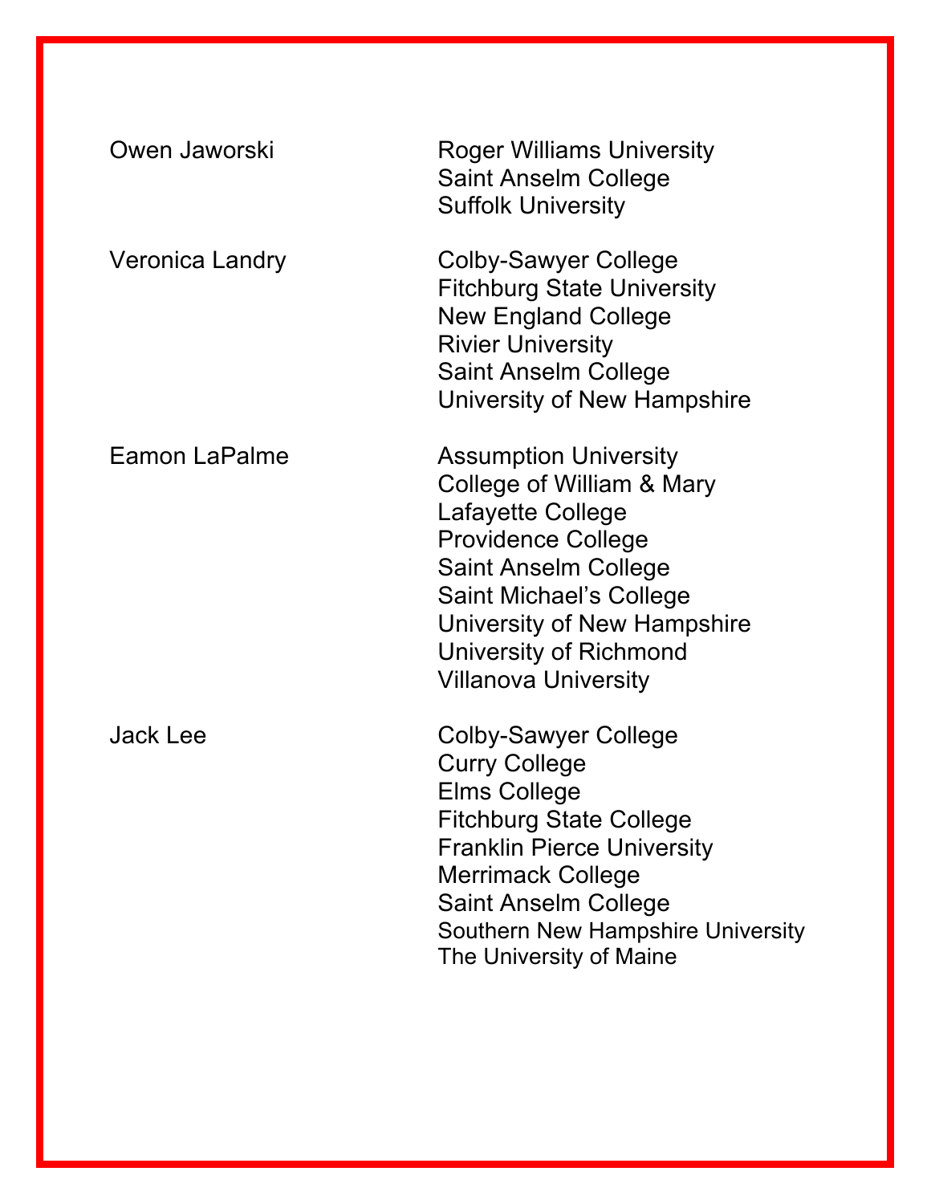| | |
|---|---|
| Owen Jaworski | Roger Williams University<br>Saint Anselm College<br>Suffolk University |
| Veronica Landry | Colby-Sawyer College<br>Fitchburg State University<br>New England College<br>Rivier University<br>Saint Anselm College<br>University of New Hampshire |
| Eamon LaPalme | Assumption University<br>College of William & Mary<br>Lafayette College<br>Providence College<br>Saint Anselm College<br>Saint Michael's College<br>University of New Hampshire<br>University of Richmond<br>Villanova University |
| Jack Lee | Colby-Sawyer College<br>Curry College<br>Elms College<br>Fitchburg State College<br>Franklin Pierce University<br>Merrimack College<br>Saint Anselm College<br>Southern New Hampshire University<br>The University of Maine |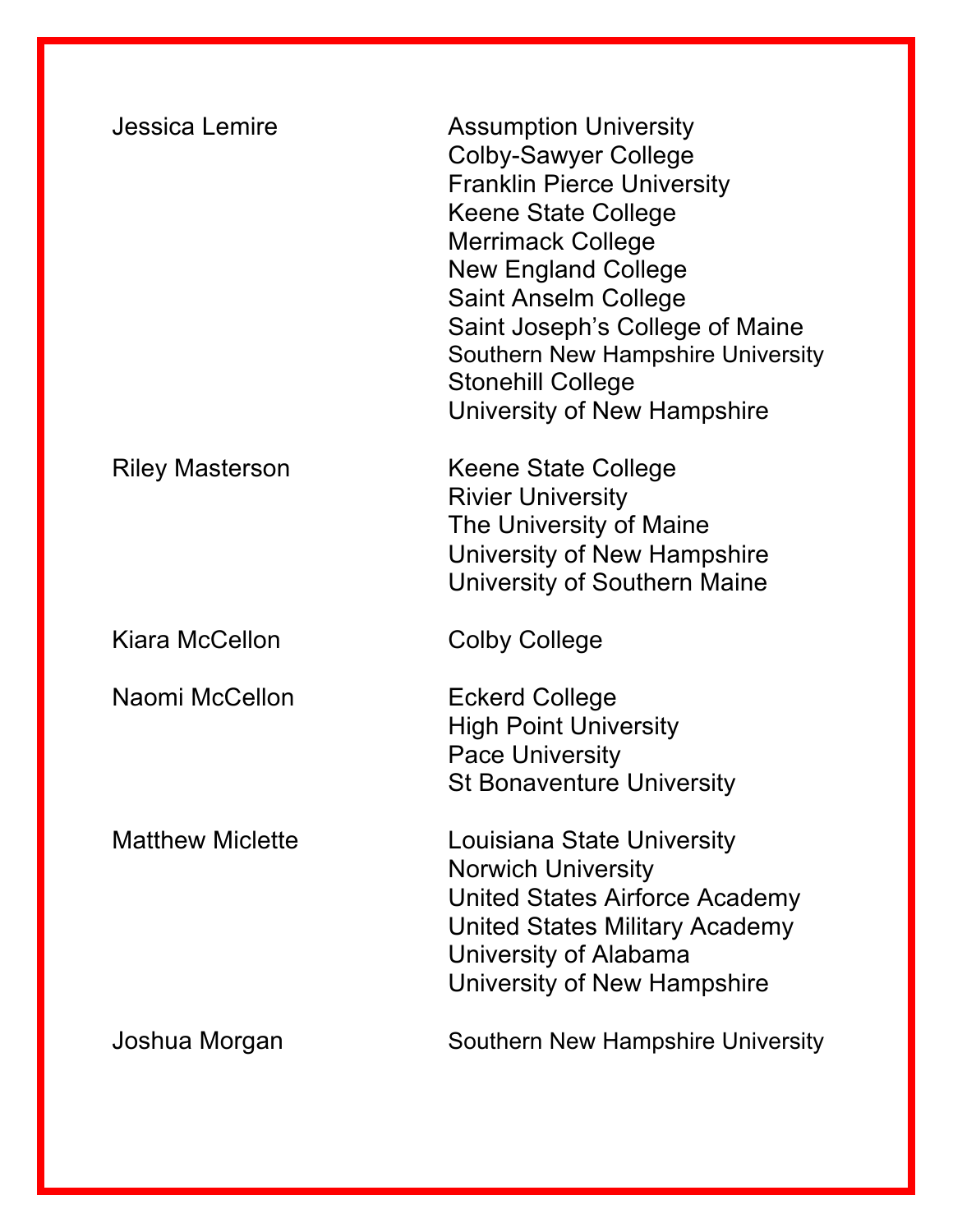| | |
|---|---|
| Jessica Lemire | Assumption University<br>Colby-Sawyer College<br>Franklin Pierce University<br>Keene State College<br>Merrimack College<br>New England College<br>Saint Anselm College<br>Saint Joseph's College of Maine<br>Southern New Hampshire University<br>Stonehill College<br>University of New Hampshire |
| Riley Masterson | Keene State College<br>Rivier University<br>The University of Maine<br>University of New Hampshire<br>University of Southern Maine |
| Kiara McCellon | Colby College |
| Naomi McCellon | Eckerd College<br>High Point University<br>Pace University<br>St Bonaventure University |
| Matthew Miclette | Louisiana State University<br>Norwich University<br>United States Airforce Academy<br>United States Military Academy<br>University of Alabama<br>University of New Hampshire |
| Joshua Morgan | Southern New Hampshire University |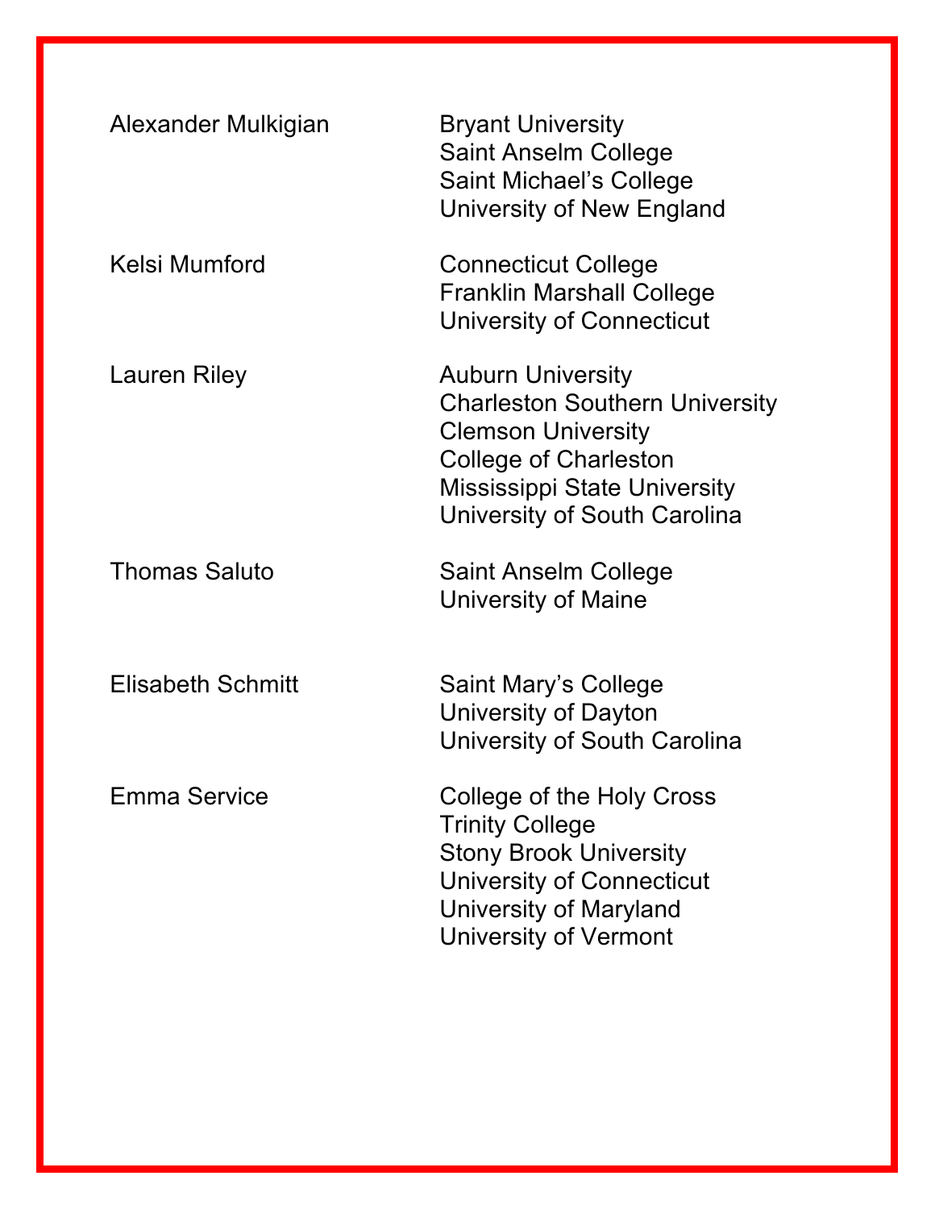| | |
|---|---|
| Alexander Mulkigian | Bryant University<br>Saint Anselm College<br>Saint Michael's College<br>University of New England |
| Kelsi Mumford | Connecticut College<br>Franklin Marshall College<br>University of Connecticut |
| Lauren Riley | Auburn University<br>Charleston Southern University<br>Clemson University<br>College of Charleston<br>Mississippi State University<br>University of South Carolina |
| Thomas Saluto | Saint Anselm College<br>University of Maine |
| Elisabeth Schmitt | Saint Mary's College<br>University of Dayton<br>University of South Carolina |
| Emma Service | College of the Holy Cross<br>Trinity College<br>Stony Brook University<br>University of Connecticut<br>University of Maryland<br>University of Vermont |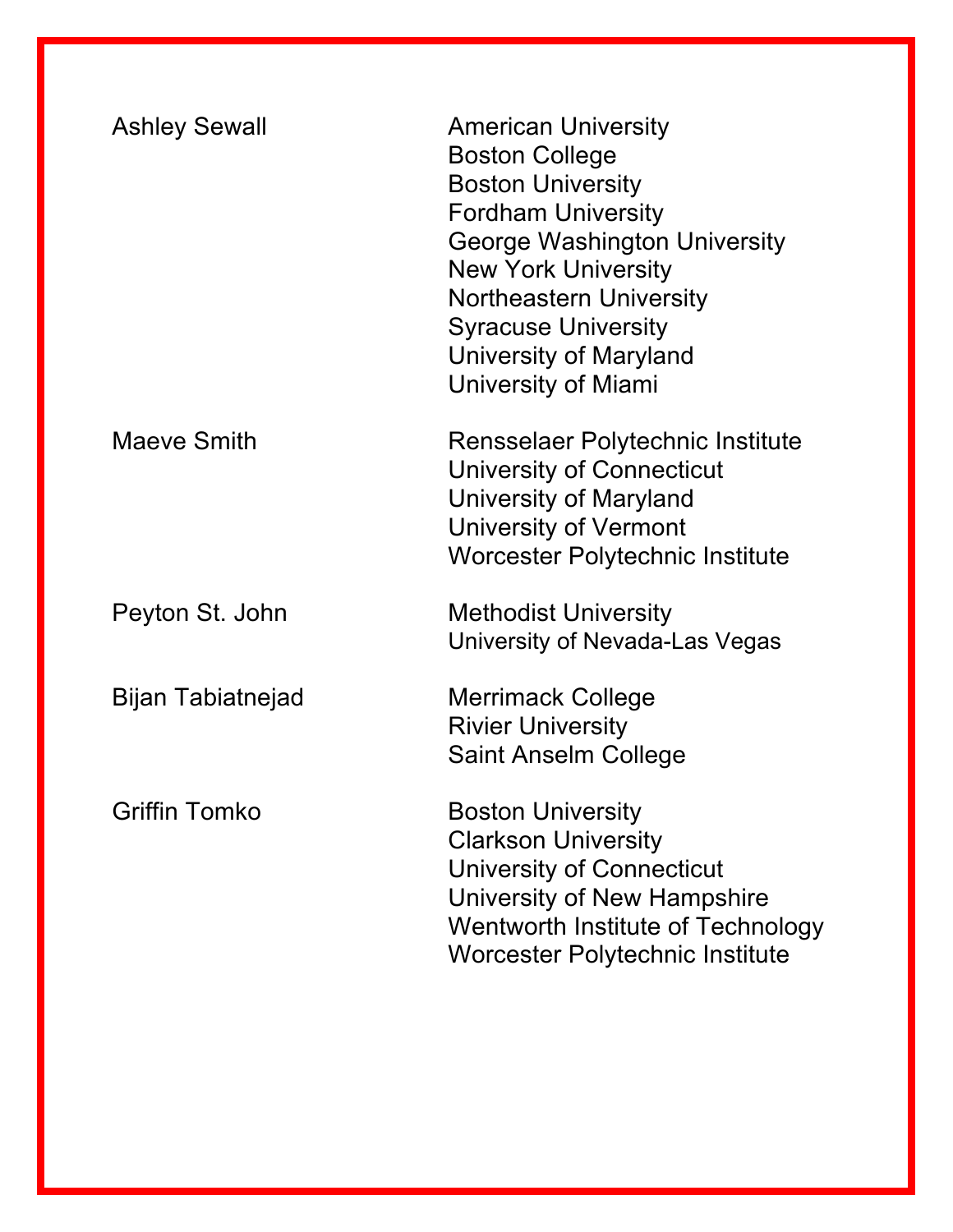| | |
|---|---|
| Ashley Sewall | American University<br>Boston College<br>Boston University<br>Fordham University<br>George Washington University<br>New York University<br>Northeastern University<br>Syracuse University<br>University of Maryland<br>University of Miami |
| Maeve Smith | Rensselaer Polytechnic Institute<br>University of Connecticut<br>University of Maryland<br>University of Vermont<br>Worcester Polytechnic Institute |
| Peyton St. John | Methodist University<br>University of Nevada-Las Vegas |
| Bijan Tabiatnejad | Merrimack College<br>Rivier University<br>Saint Anselm College |
| Griffin Tomko | Boston University<br>Clarkson University<br>University of Connecticut<br>University of New Hampshire<br>Wentworth Institute of Technology<br>Worcester Polytechnic Institute |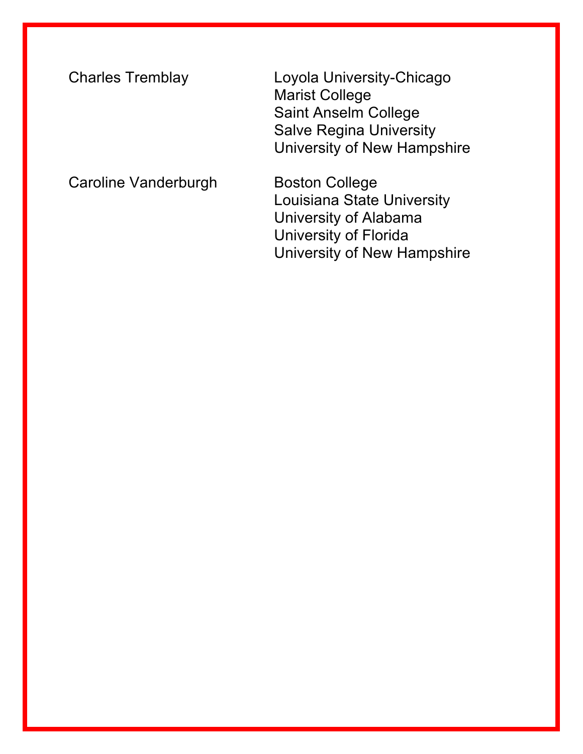| | |
|---|---|
| Charles Tremblay | Loyola University-Chicago<br>Marist College<br>Saint Anselm College<br>Salve Regina University<br>University of New Hampshire |
| Caroline Vanderburgh | Boston College<br>Louisiana State University<br>University of Alabama<br>University of Florida<br>University of New Hampshire |